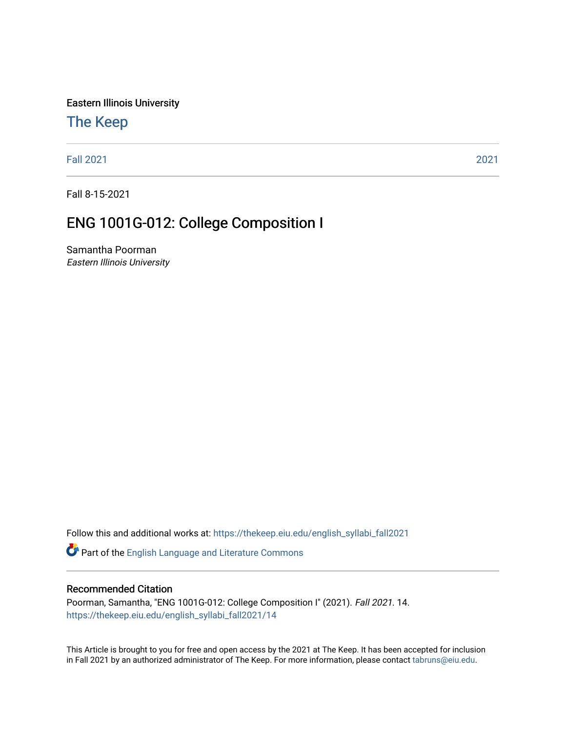Eastern Illinois University

## The Keep

Fall 2021 2021

Fall 8-15-2021

# ENG 1001G-012: College Composition I

Samantha Poorman
*Eastern Illinois University*

Follow this and additional works at: https://thekeep.eiu.edu/english_syllabi_fall2021

Part of the English Language and Literature Commons

### Recommended Citation

Poorman, Samantha, "ENG 1001G-012: College Composition I" (2021). *Fall 2021*. 14.
https://thekeep.eiu.edu/english_syllabi_fall2021/14

This Article is brought to you for free and open access by the 2021 at The Keep. It has been accepted for inclusion in Fall 2021 by an authorized administrator of The Keep. For more information, please contact tabruns@eiu.edu.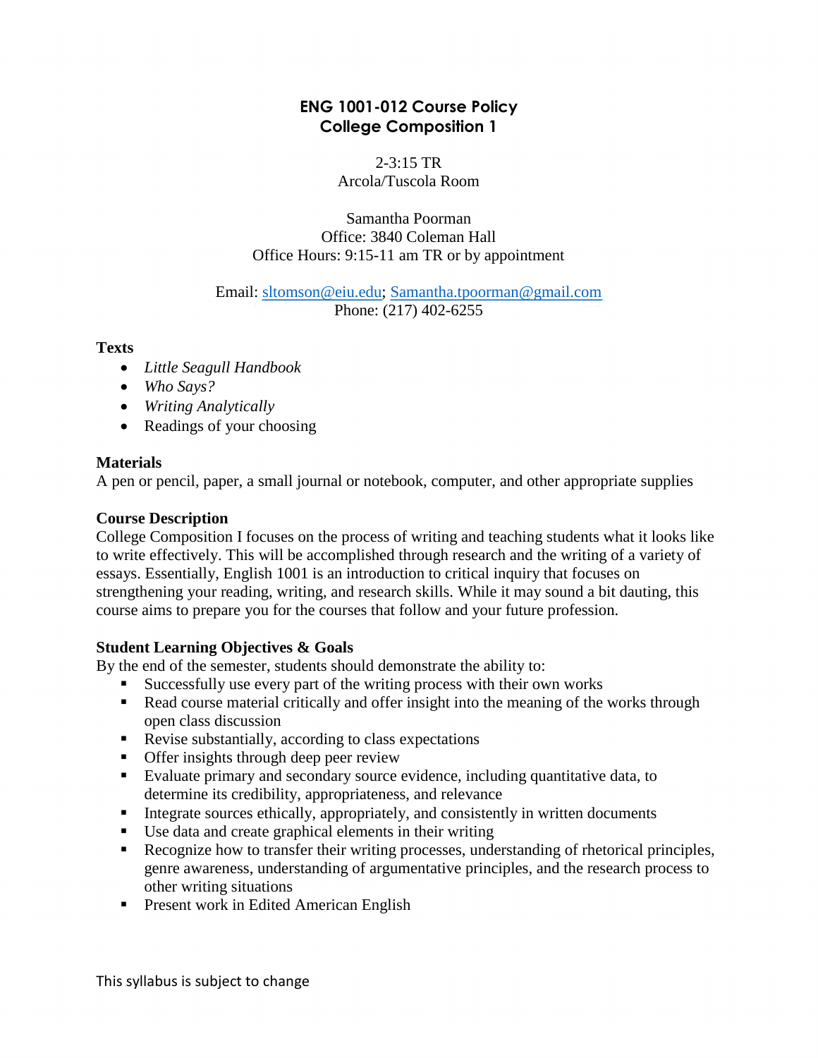# ENG 1001-012 Course Policy
# College Composition 1

2-3:15 TR
Arcola/Tuscola Room

Samantha Poorman
Office: 3840 Coleman Hall
Office Hours: 9:15-11 am TR or by appointment

Email: sltomson@eiu.edu; Samantha.tpoorman@gmail.com
Phone: (217) 402-6255

**Texts**

- *Little Seagull Handbook*
- *Who Says?*
- *Writing Analytically*
- Readings of your choosing

**Materials**

A pen or pencil, paper, a small journal or notebook, computer, and other appropriate supplies

**Course Description**

College Composition I focuses on the process of writing and teaching students what it looks like to write effectively. This will be accomplished through research and the writing of a variety of essays. Essentially, English 1001 is an introduction to critical inquiry that focuses on strengthening your reading, writing, and research skills. While it may sound a bit dauting, this course aims to prepare you for the courses that follow and your future profession.

**Student Learning Objectives & Goals**

By the end of the semester, students should demonstrate the ability to:

- Successfully use every part of the writing process with their own works
- Read course material critically and offer insight into the meaning of the works through open class discussion
- Revise substantially, according to class expectations
- Offer insights through deep peer review
- Evaluate primary and secondary source evidence, including quantitative data, to determine its credibility, appropriateness, and relevance
- Integrate sources ethically, appropriately, and consistently in written documents
- Use data and create graphical elements in their writing
- Recognize how to transfer their writing processes, understanding of rhetorical principles, genre awareness, understanding of argumentative principles, and the research process to other writing situations
- Present work in Edited American English

This syllabus is subject to change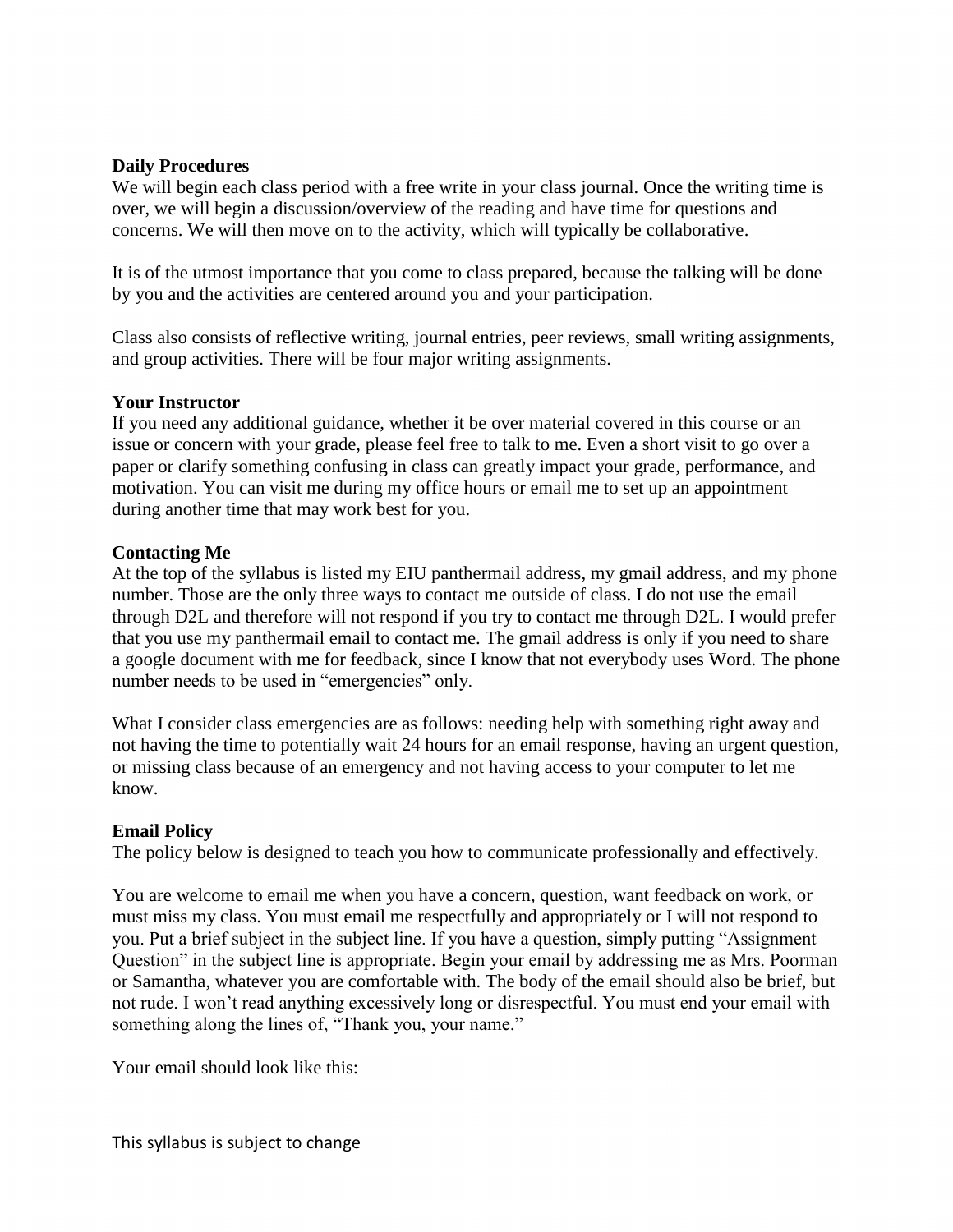**Daily Procedures**

We will begin each class period with a free write in your class journal. Once the writing time is over, we will begin a discussion/overview of the reading and have time for questions and concerns. We will then move on to the activity, which will typically be collaborative.

It is of the utmost importance that you come to class prepared, because the talking will be done by you and the activities are centered around you and your participation.

Class also consists of reflective writing, journal entries, peer reviews, small writing assignments, and group activities. There will be four major writing assignments.

**Your Instructor**

If you need any additional guidance, whether it be over material covered in this course or an issue or concern with your grade, please feel free to talk to me. Even a short visit to go over a paper or clarify something confusing in class can greatly impact your grade, performance, and motivation. You can visit me during my office hours or email me to set up an appointment during another time that may work best for you.

**Contacting Me**

At the top of the syllabus is listed my EIU panthermail address, my gmail address, and my phone number. Those are the only three ways to contact me outside of class. I do not use the email through D2L and therefore will not respond if you try to contact me through D2L. I would prefer that you use my panthermail email to contact me. The gmail address is only if you need to share a google document with me for feedback, since I know that not everybody uses Word. The phone number needs to be used in "emergencies" only.

What I consider class emergencies are as follows: needing help with something right away and not having the time to potentially wait 24 hours for an email response, having an urgent question, or missing class because of an emergency and not having access to your computer to let me know.

**Email Policy**

The policy below is designed to teach you how to communicate professionally and effectively.

You are welcome to email me when you have a concern, question, want feedback on work, or must miss my class. You must email me respectfully and appropriately or I will not respond to you. Put a brief subject in the subject line. If you have a question, simply putting "Assignment Question" in the subject line is appropriate. Begin your email by addressing me as Mrs. Poorman or Samantha, whatever you are comfortable with. The body of the email should also be brief, but not rude. I won't read anything excessively long or disrespectful. You must end your email with something along the lines of, "Thank you, your name."

Your email should look like this: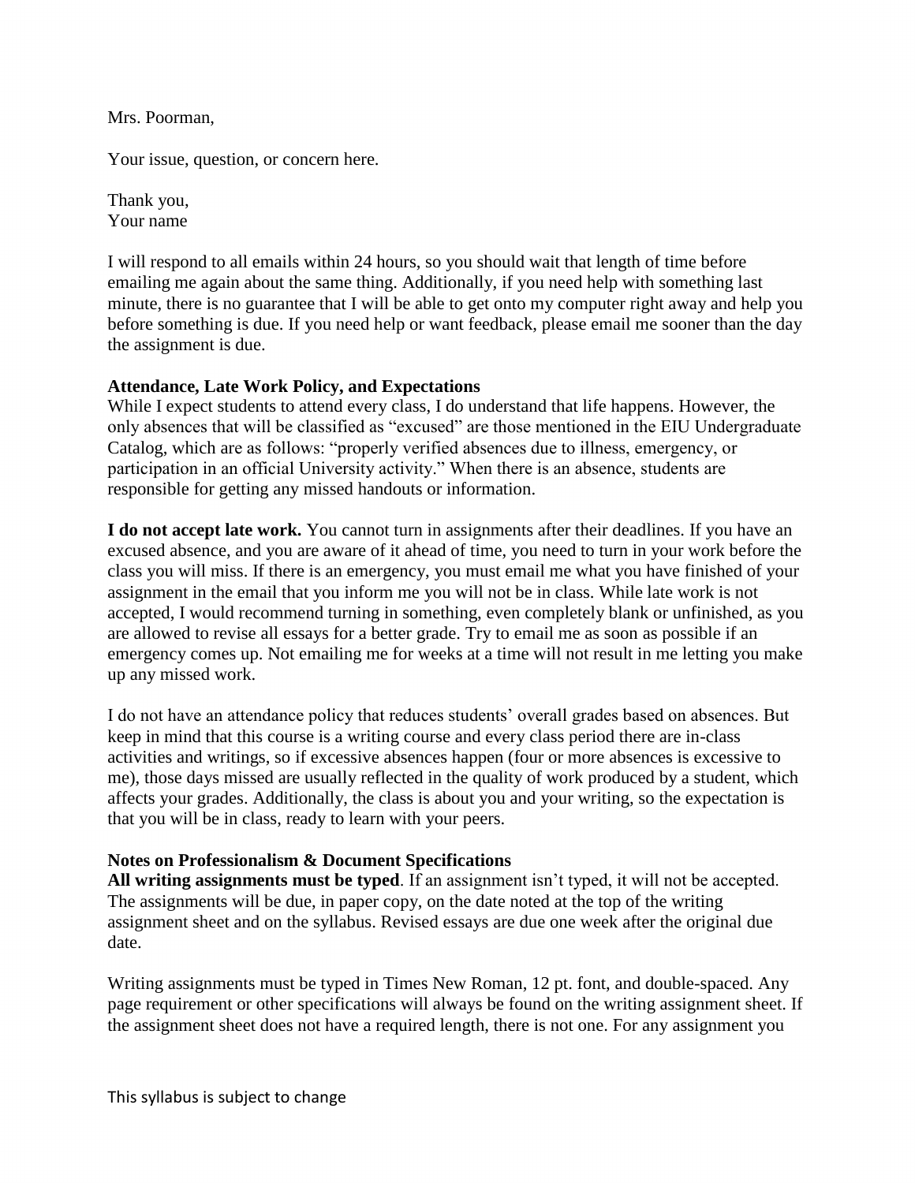Mrs. Poorman,

Your issue, question, or concern here.

Thank you,
Your name

I will respond to all emails within 24 hours, so you should wait that length of time before emailing me again about the same thing. Additionally, if you need help with something last minute, there is no guarantee that I will be able to get onto my computer right away and help you before something is due. If you need help or want feedback, please email me sooner than the day the assignment is due.

**Attendance, Late Work Policy, and Expectations**

While I expect students to attend every class, I do understand that life happens. However, the only absences that will be classified as "excused" are those mentioned in the EIU Undergraduate Catalog, which are as follows: "properly verified absences due to illness, emergency, or participation in an official University activity." When there is an absence, students are responsible for getting any missed handouts or information.

**I do not accept late work.** You cannot turn in assignments after their deadlines. If you have an excused absence, and you are aware of it ahead of time, you need to turn in your work before the class you will miss. If there is an emergency, you must email me what you have finished of your assignment in the email that you inform me you will not be in class. While late work is not accepted, I would recommend turning in something, even completely blank or unfinished, as you are allowed to revise all essays for a better grade. Try to email me as soon as possible if an emergency comes up. Not emailing me for weeks at a time will not result in me letting you make up any missed work.

I do not have an attendance policy that reduces students' overall grades based on absences. But keep in mind that this course is a writing course and every class period there are in-class activities and writings, so if excessive absences happen (four or more absences is excessive to me), those days missed are usually reflected in the quality of work produced by a student, which affects your grades. Additionally, the class is about you and your writing, so the expectation is that you will be in class, ready to learn with your peers.

**Notes on Professionalism & Document Specifications**

**All writing assignments must be typed**. If an assignment isn't typed, it will not be accepted. The assignments will be due, in paper copy, on the date noted at the top of the writing assignment sheet and on the syllabus. Revised essays are due one week after the original due date.

Writing assignments must be typed in Times New Roman, 12 pt. font, and double-spaced. Any page requirement or other specifications will always be found on the writing assignment sheet. If the assignment sheet does not have a required length, there is not one. For any assignment you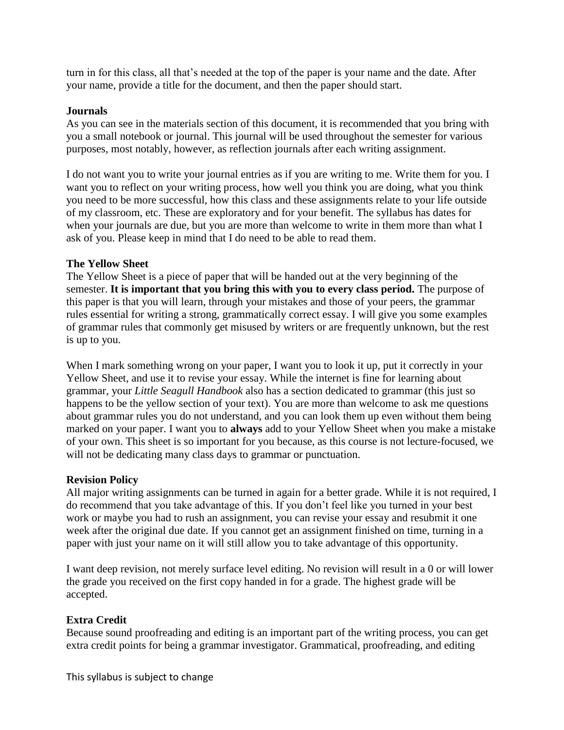turn in for this class, all that's needed at the top of the paper is your name and the date. After your name, provide a title for the document, and then the paper should start.

**Journals**

As you can see in the materials section of this document, it is recommended that you bring with you a small notebook or journal. This journal will be used throughout the semester for various purposes, most notably, however, as reflection journals after each writing assignment.

I do not want you to write your journal entries as if you are writing to me. Write them for you. I want you to reflect on your writing process, how well you think you are doing, what you think you need to be more successful, how this class and these assignments relate to your life outside of my classroom, etc. These are exploratory and for your benefit. The syllabus has dates for when your journals are due, but you are more than welcome to write in them more than what I ask of you. Please keep in mind that I do need to be able to read them.

**The Yellow Sheet**

The Yellow Sheet is a piece of paper that will be handed out at the very beginning of the semester. **It is important that you bring this with you to every class period.** The purpose of this paper is that you will learn, through your mistakes and those of your peers, the grammar rules essential for writing a strong, grammatically correct essay. I will give you some examples of grammar rules that commonly get misused by writers or are frequently unknown, but the rest is up to you.

When I mark something wrong on your paper, I want you to look it up, put it correctly in your Yellow Sheet, and use it to revise your essay. While the internet is fine for learning about grammar, your *Little Seagull Handbook* also has a section dedicated to grammar (this just so happens to be the yellow section of your text). You are more than welcome to ask me questions about grammar rules you do not understand, and you can look them up even without them being marked on your paper. I want you to **always** add to your Yellow Sheet when you make a mistake of your own. This sheet is so important for you because, as this course is not lecture-focused, we will not be dedicating many class days to grammar or punctuation.

**Revision Policy**

All major writing assignments can be turned in again for a better grade. While it is not required, I do recommend that you take advantage of this. If you don't feel like you turned in your best work or maybe you had to rush an assignment, you can revise your essay and resubmit it one week after the original due date. If you cannot get an assignment finished on time, turning in a paper with just your name on it will still allow you to take advantage of this opportunity.

I want deep revision, not merely surface level editing. No revision will result in a 0 or will lower the grade you received on the first copy handed in for a grade. The highest grade will be accepted.

**Extra Credit**

Because sound proofreading and editing is an important part of the writing process, you can get extra credit points for being a grammar investigator. Grammatical, proofreading, and editing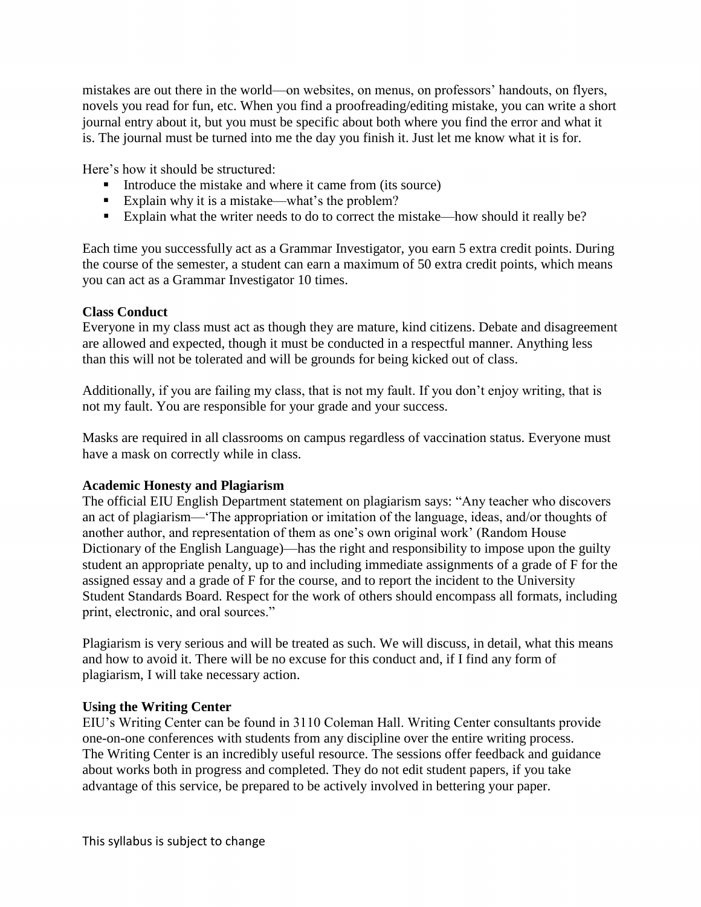mistakes are out there in the world—on websites, on menus, on professors' handouts, on flyers, novels you read for fun, etc. When you find a proofreading/editing mistake, you can write a short journal entry about it, but you must be specific about both where you find the error and what it is. The journal must be turned into me the day you finish it. Just let me know what it is for.

Here's how it should be structured:

- Introduce the mistake and where it came from (its source)
- Explain why it is a mistake—what's the problem?
- Explain what the writer needs to do to correct the mistake—how should it really be?

Each time you successfully act as a Grammar Investigator, you earn 5 extra credit points. During the course of the semester, a student can earn a maximum of 50 extra credit points, which means you can act as a Grammar Investigator 10 times.

**Class Conduct**

Everyone in my class must act as though they are mature, kind citizens. Debate and disagreement are allowed and expected, though it must be conducted in a respectful manner. Anything less than this will not be tolerated and will be grounds for being kicked out of class.

Additionally, if you are failing my class, that is not my fault. If you don't enjoy writing, that is not my fault. You are responsible for your grade and your success.

Masks are required in all classrooms on campus regardless of vaccination status. Everyone must have a mask on correctly while in class.

**Academic Honesty and Plagiarism**

The official EIU English Department statement on plagiarism says: "Any teacher who discovers an act of plagiarism—'The appropriation or imitation of the language, ideas, and/or thoughts of another author, and representation of them as one's own original work' (Random House Dictionary of the English Language)—has the right and responsibility to impose upon the guilty student an appropriate penalty, up to and including immediate assignments of a grade of F for the assigned essay and a grade of F for the course, and to report the incident to the University Student Standards Board. Respect for the work of others should encompass all formats, including print, electronic, and oral sources."

Plagiarism is very serious and will be treated as such. We will discuss, in detail, what this means and how to avoid it. There will be no excuse for this conduct and, if I find any form of plagiarism, I will take necessary action.

**Using the Writing Center**

EIU's Writing Center can be found in 3110 Coleman Hall. Writing Center consultants provide one-on-one conferences with students from any discipline over the entire writing process. The Writing Center is an incredibly useful resource. The sessions offer feedback and guidance about works both in progress and completed. They do not edit student papers, if you take advantage of this service, be prepared to be actively involved in bettering your paper.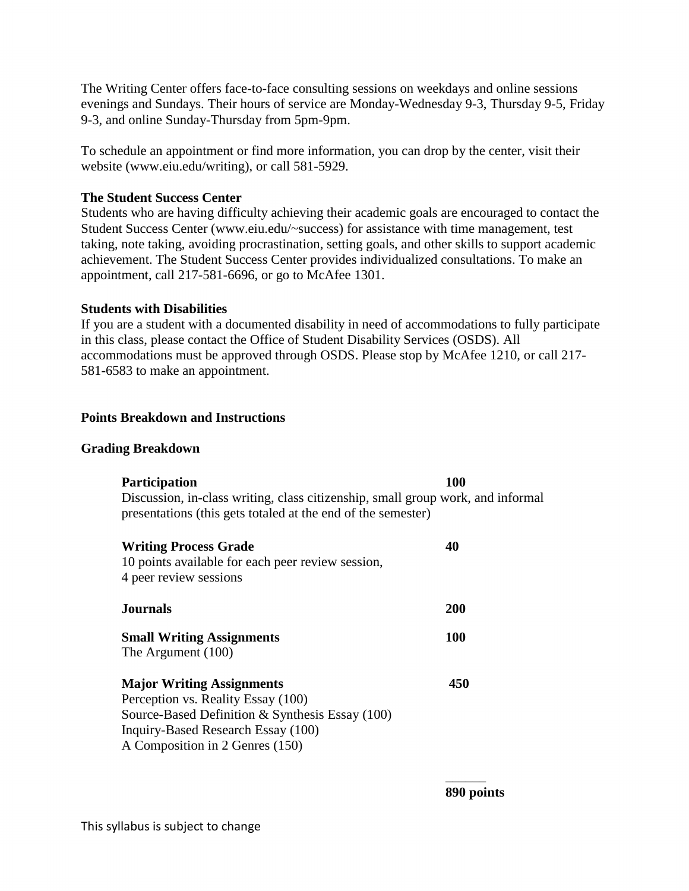The Writing Center offers face-to-face consulting sessions on weekdays and online sessions evenings and Sundays. Their hours of service are Monday-Wednesday 9-3, Thursday 9-5, Friday 9-3, and online Sunday-Thursday from 5pm-9pm.

To schedule an appointment or find more information, you can drop by the center, visit their website (www.eiu.edu/writing), or call 581-5929.

**The Student Success Center**
Students who are having difficulty achieving their academic goals are encouraged to contact the Student Success Center (www.eiu.edu/~success) for assistance with time management, test taking, note taking, avoiding procrastination, setting goals, and other skills to support academic achievement. The Student Success Center provides individualized consultations. To make an appointment, call 217-581-6696, or go to McAfee 1301.

**Students with Disabilities**
If you are a student with a documented disability in need of accommodations to fully participate in this class, please contact the Office of Student Disability Services (OSDS). All accommodations must be approved through OSDS. Please stop by McAfee 1210, or call 217-581-6583 to make an appointment.

**Points Breakdown and Instructions**

**Grading Breakdown**

**Participation** — **100**
Discussion, in-class writing, class citizenship, small group work, and informal presentations (this gets totaled at the end of the semester)

**Writing Process Grade** — **40**
10 points available for each peer review session,
4 peer review sessions

**Journals** — **200**

**Small Writing Assignments** — **100**
The Argument (100)

**Major Writing Assignments** — **450**
Perception vs. Reality Essay (100)
Source-Based Definition & Synthesis Essay (100)
Inquiry-Based Research Essay (100)
A Composition in 2 Genres (150)

______
**890 points**

This syllabus is subject to change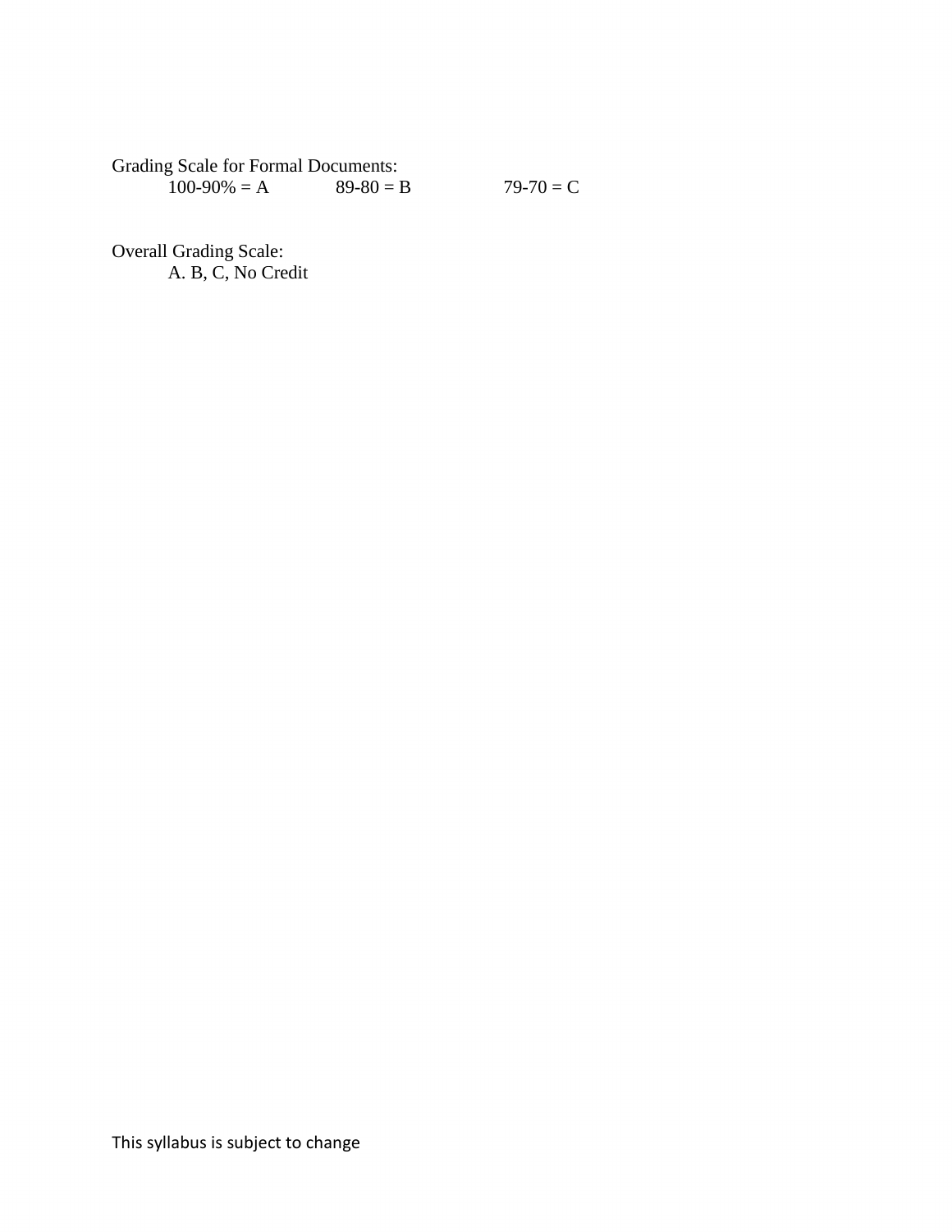Grading Scale for Formal Documents:

100-90% = A    89-80 = B    79-70 = C

Overall Grading Scale:

A. B, C, No Credit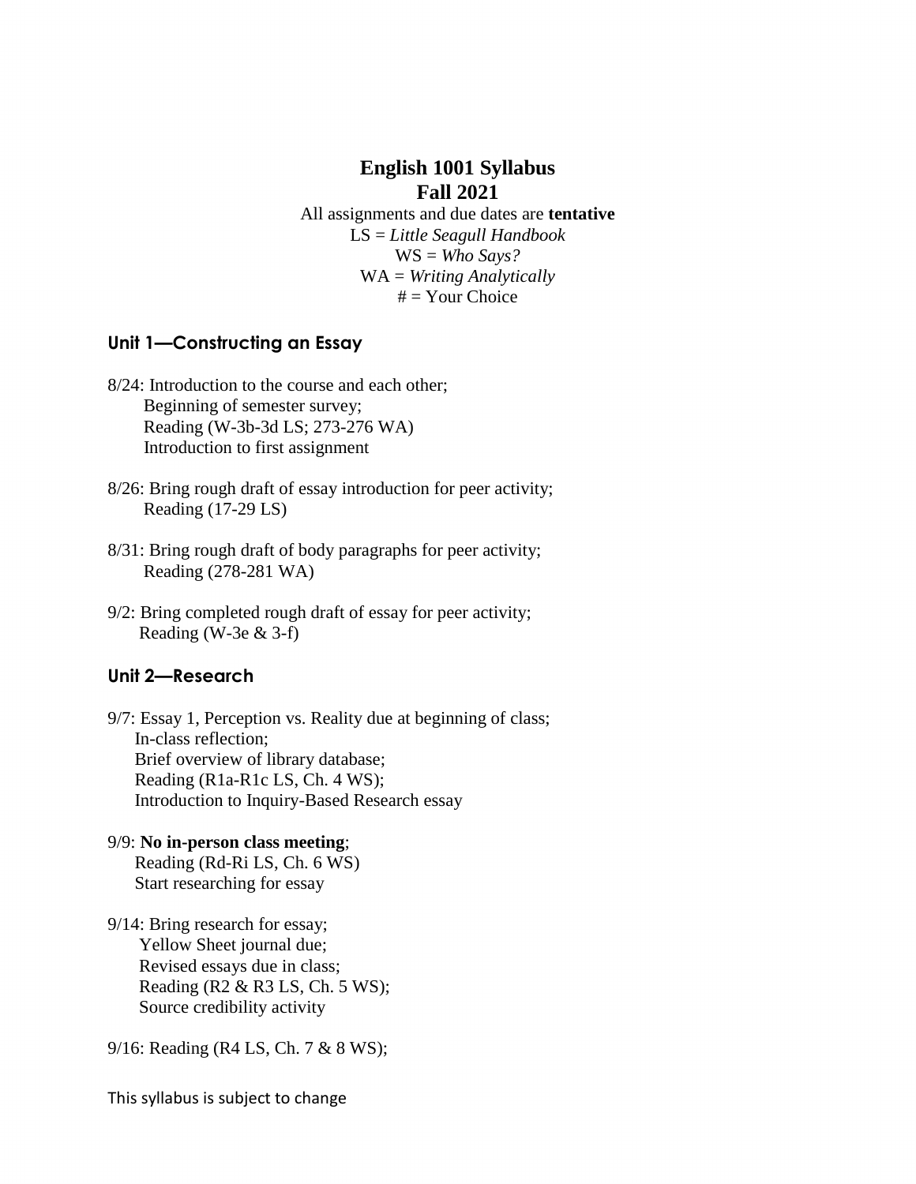# English 1001 Syllabus
# Fall 2021

All assignments and due dates are **tentative**
LS = *Little Seagull Handbook*
WS = *Who Says?*
WA = *Writing Analytically*
# = Your Choice

## Unit 1—Constructing an Essay

8/24: Introduction to the course and each other;
Beginning of semester survey;
Reading (W-3b-3d LS; 273-276 WA)
Introduction to first assignment

8/26: Bring rough draft of essay introduction for peer activity;
Reading (17-29 LS)

8/31: Bring rough draft of body paragraphs for peer activity;
Reading (278-281 WA)

9/2: Bring completed rough draft of essay for peer activity;
Reading (W-3e & 3-f)

## Unit 2—Research

9/7: Essay 1, Perception vs. Reality due at beginning of class;
In-class reflection;
Brief overview of library database;
Reading (R1a-R1c LS, Ch. 4 WS);
Introduction to Inquiry-Based Research essay

9/9: **No in-person class meeting**;
Reading (Rd-Ri LS, Ch. 6 WS)
Start researching for essay

9/14: Bring research for essay;
Yellow Sheet journal due;
Revised essays due in class;
Reading (R2 & R3 LS, Ch. 5 WS);
Source credibility activity

9/16: Reading (R4 LS, Ch. 7 & 8 WS);

This syllabus is subject to change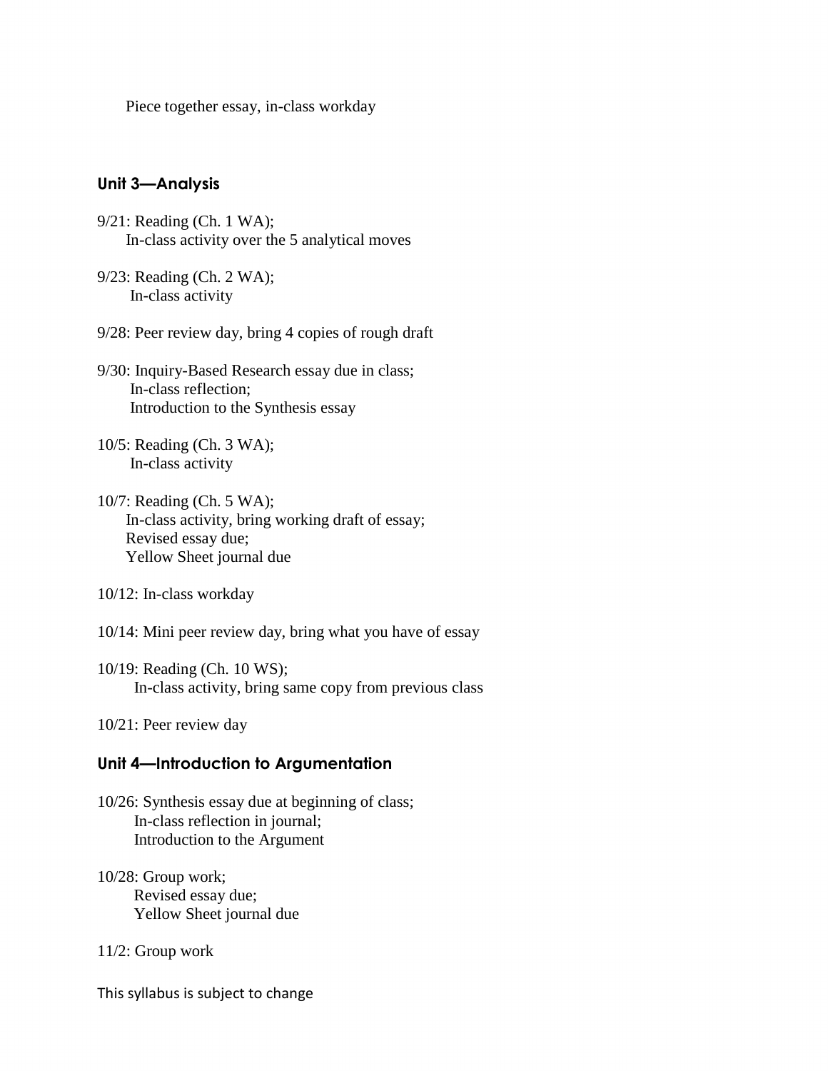Piece together essay, in-class workday

### Unit 3—Analysis

9/21: Reading (Ch. 1 WA);
In-class activity over the 5 analytical moves

9/23: Reading (Ch. 2 WA);
In-class activity

9/28: Peer review day, bring 4 copies of rough draft

9/30: Inquiry-Based Research essay due in class;
In-class reflection;
Introduction to the Synthesis essay

10/5: Reading (Ch. 3 WA);
In-class activity

10/7: Reading (Ch. 5 WA);
In-class activity, bring working draft of essay;
Revised essay due;
Yellow Sheet journal due

10/12: In-class workday

10/14: Mini peer review day, bring what you have of essay

10/19: Reading (Ch. 10 WS);
In-class activity, bring same copy from previous class

10/21: Peer review day

### Unit 4—Introduction to Argumentation

10/26: Synthesis essay due at beginning of class;
In-class reflection in journal;
Introduction to the Argument

10/28: Group work;
Revised essay due;
Yellow Sheet journal due

11/2: Group work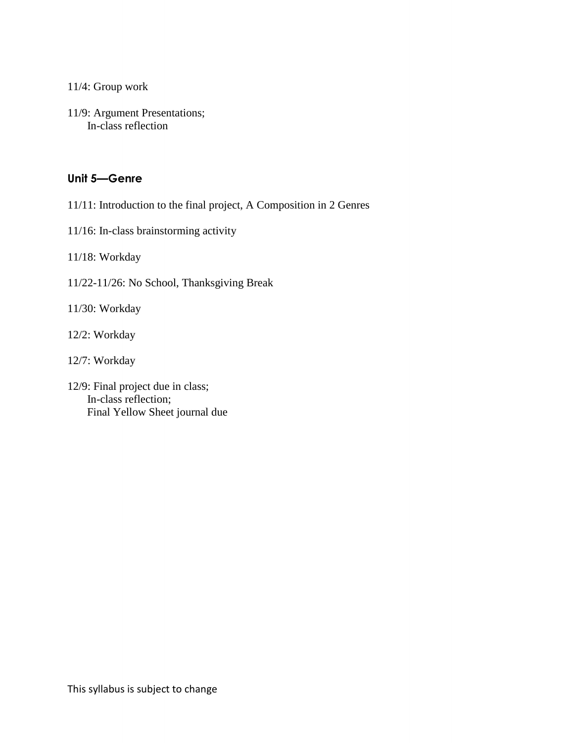11/4: Group work

11/9: Argument Presentations;
In-class reflection

### Unit 5—Genre

11/11: Introduction to the final project, A Composition in 2 Genres

11/16: In-class brainstorming activity

11/18: Workday

11/22-11/26: No School, Thanksgiving Break

11/30: Workday

12/2: Workday

12/7: Workday

12/9: Final project due in class;
In-class reflection;
Final Yellow Sheet journal due

This syllabus is subject to change